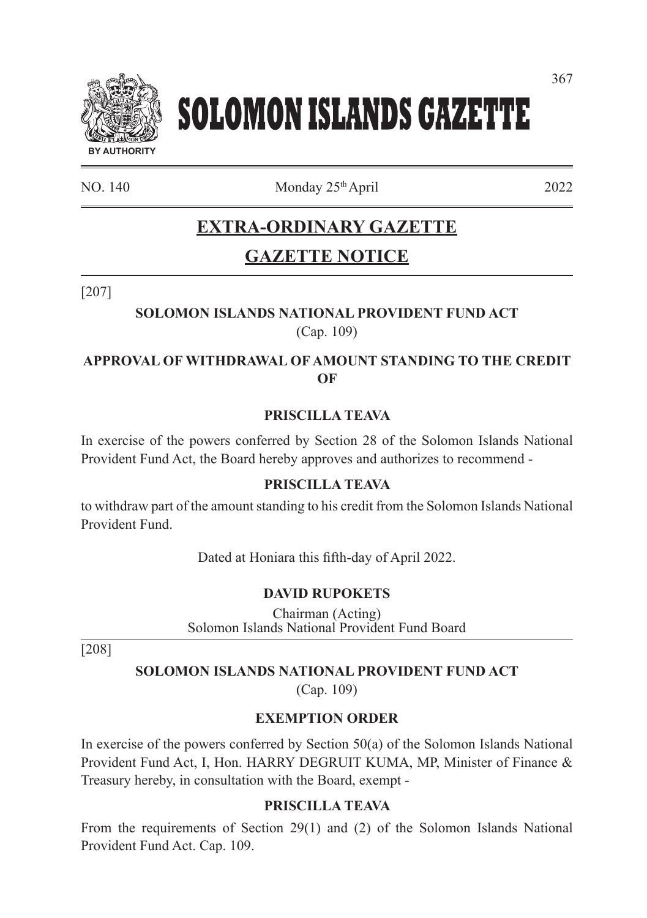# SOLOMON ISLANDS GAZETTE

BY AUTHORITY

NO. 140 Monday 25th April 2022

## EXTRA-ORDINARY GAZETTE

## GAZETTE NOTICE

[207]

**SOLOMON ISLANDS NATIONAL PROVIDENT FUND ACT**

(Cap. 109)

**APPROVAL OF WITHDRAWAL OF AMOUNT STANDING TO THE CREDIT OF**

**PRISCILLA TEAVA**

In exercise of the powers conferred by Section 28 of the Solomon Islands National Provident Fund Act, the Board hereby approves and authorizes to recommend -

**PRISCILLA TEAVA**

to withdraw part of the amount standing to his credit from the Solomon Islands National Provident Fund.

Dated at Honiara this fifth-day of April 2022.

**DAVID RUPOKETS**

Chairman (Acting)
Solomon Islands National Provident Fund Board

[208]

**SOLOMON ISLANDS NATIONAL PROVIDENT FUND ACT**

(Cap. 109)

**EXEMPTION ORDER**

In exercise of the powers conferred by Section 50(a) of the Solomon Islands National Provident Fund Act, I, Hon. HARRY DEGRUIT KUMA, MP, Minister of Finance & Treasury hereby, in consultation with the Board, exempt -

**PRISCILLA TEAVA**

From the requirements of Section 29(1) and (2) of the Solomon Islands National Provident Fund Act. Cap. 109.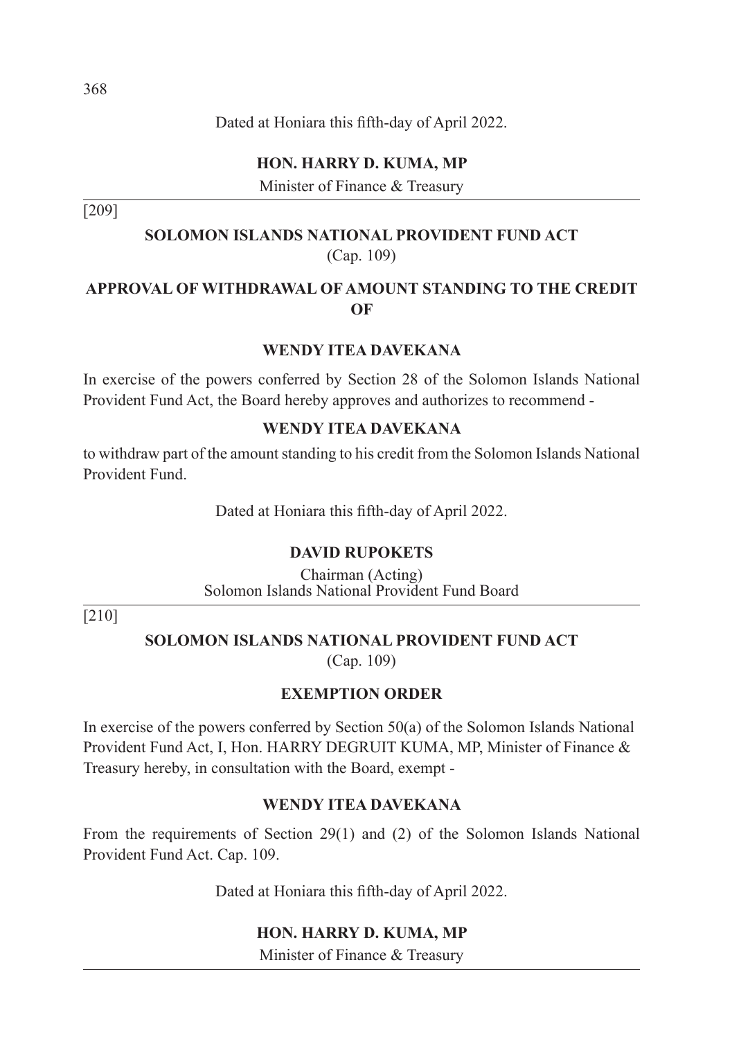Dated at Honiara this fifth-day of April 2022.

**HON. HARRY D. KUMA, MP**

Minister of Finance & Treasury

---

[209]

**SOLOMON ISLANDS NATIONAL PROVIDENT FUND ACT**

(Cap. 109)

**APPROVAL OF WITHDRAWAL OF AMOUNT STANDING TO THE CREDIT OF**

**WENDY ITEA DAVEKANA**

In exercise of the powers conferred by Section 28 of the Solomon Islands National Provident Fund Act, the Board hereby approves and authorizes to recommend -

**WENDY ITEA DAVEKANA**

to withdraw part of the amount standing to his credit from the Solomon Islands National Provident Fund.

Dated at Honiara this fifth-day of April 2022.

**DAVID RUPOKETS**

Chairman (Acting)
Solomon Islands National Provident Fund Board

---

[210]

**SOLOMON ISLANDS NATIONAL PROVIDENT FUND ACT**

(Cap. 109)

**EXEMPTION ORDER**

In exercise of the powers conferred by Section 50(a) of the Solomon Islands National Provident Fund Act, I, Hon. HARRY DEGRUIT KUMA, MP, Minister of Finance & Treasury hereby, in consultation with the Board, exempt -

**WENDY ITEA DAVEKANA**

From the requirements of Section 29(1) and (2) of the Solomon Islands National Provident Fund Act. Cap. 109.

Dated at Honiara this fifth-day of April 2022.

**HON. HARRY D. KUMA, MP**

Minister of Finance & Treasury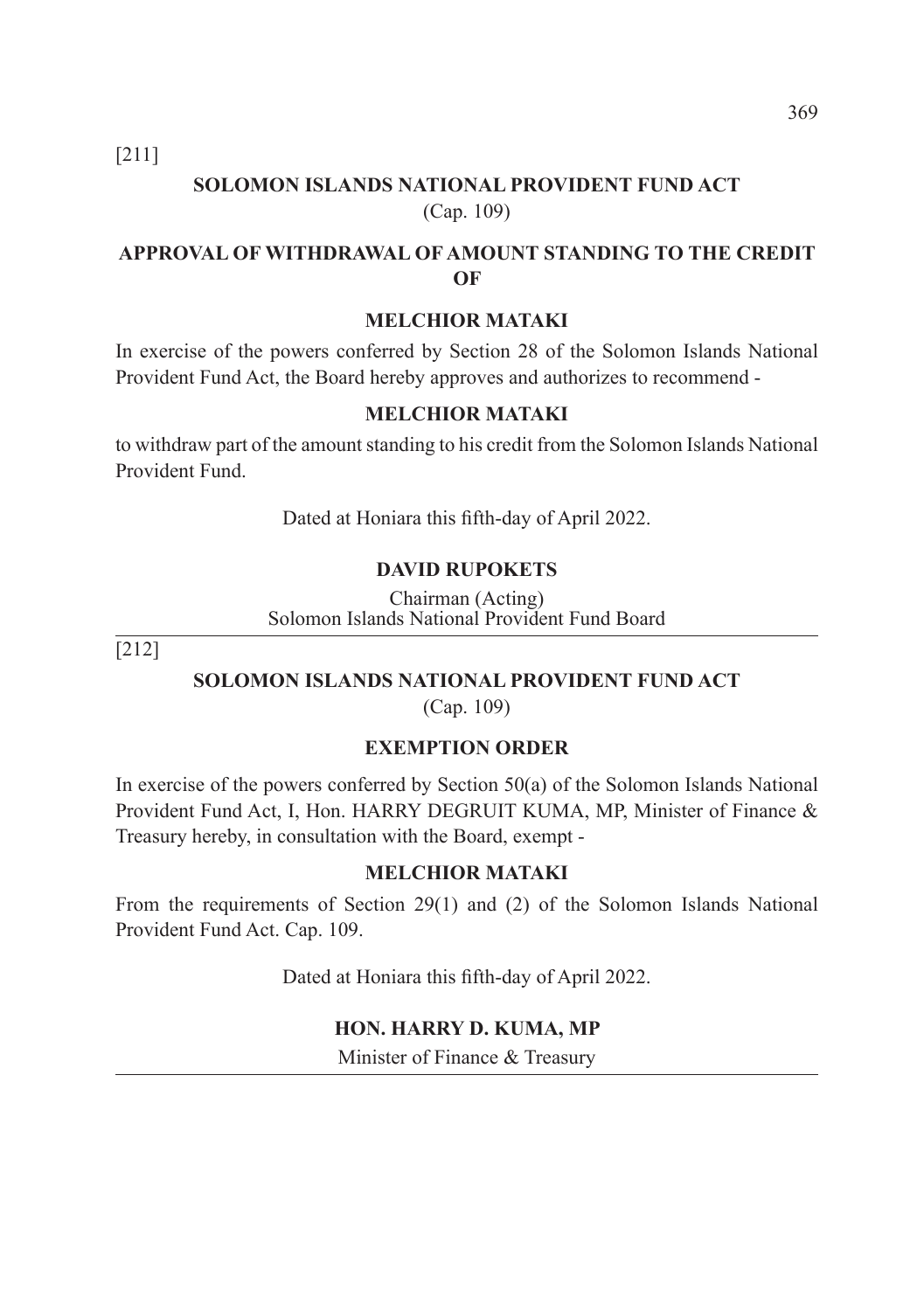[211]

## SOLOMON ISLANDS NATIONAL PROVIDENT FUND ACT

(Cap. 109)

### APPROVAL OF WITHDRAWAL OF AMOUNT STANDING TO THE CREDIT OF

**MELCHIOR MATAKI**

In exercise of the powers conferred by Section 28 of the Solomon Islands National Provident Fund Act, the Board hereby approves and authorizes to recommend -

**MELCHIOR MATAKI**

to withdraw part of the amount standing to his credit from the Solomon Islands National Provident Fund.

Dated at Honiara this fifth-day of April 2022.

**DAVID RUPOKETS**

Chairman (Acting)
Solomon Islands National Provident Fund Board

---

[212]

## SOLOMON ISLANDS NATIONAL PROVIDENT FUND ACT

(Cap. 109)

### EXEMPTION ORDER

In exercise of the powers conferred by Section 50(a) of the Solomon Islands National Provident Fund Act, I, Hon. HARRY DEGRUIT KUMA, MP, Minister of Finance & Treasury hereby, in consultation with the Board, exempt -

**MELCHIOR MATAKI**

From the requirements of Section 29(1) and (2) of the Solomon Islands National Provident Fund Act. Cap. 109.

Dated at Honiara this fifth-day of April 2022.

**HON. HARRY D. KUMA, MP**

Minister of Finance & Treasury

---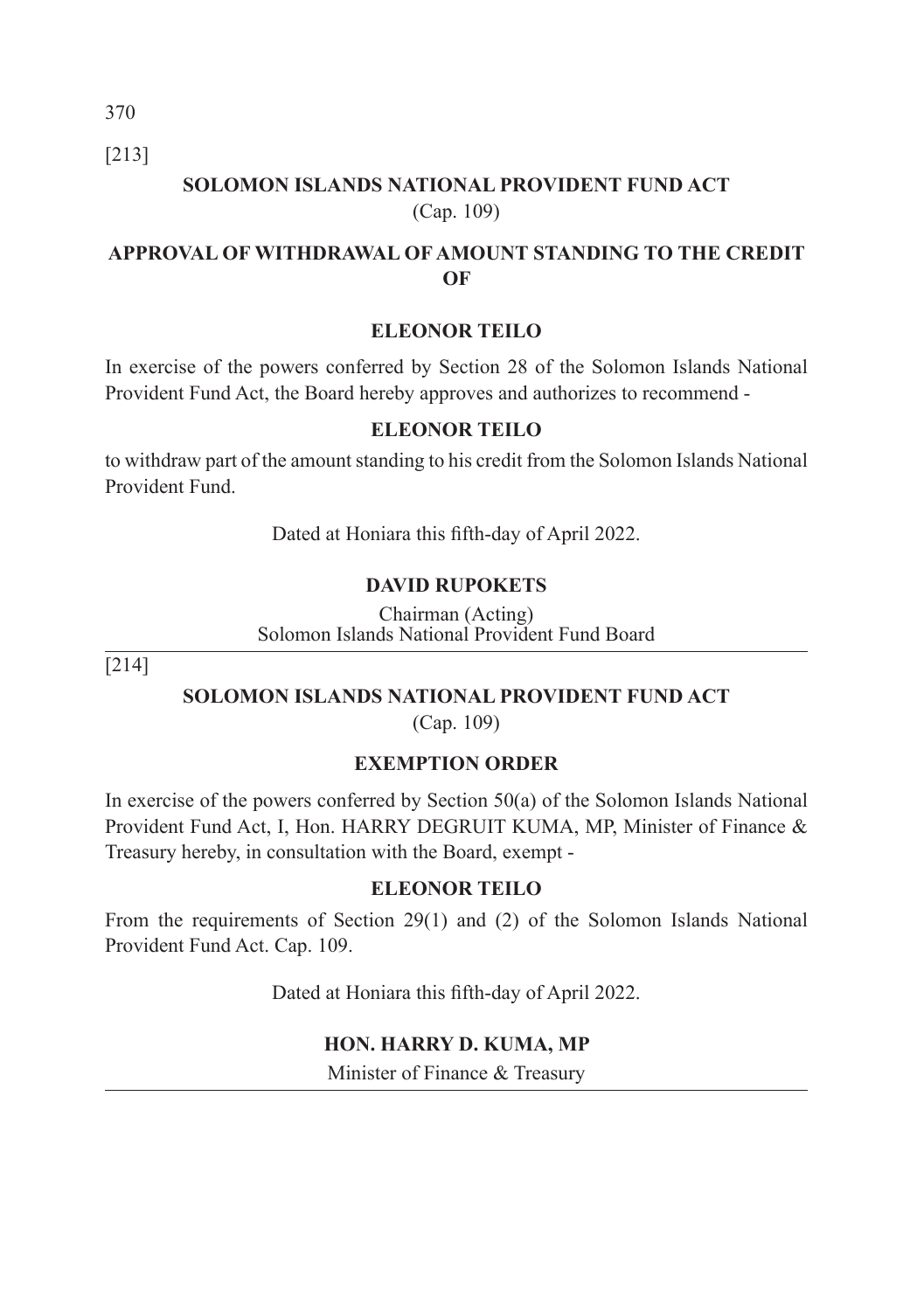[213]

## SOLOMON ISLANDS NATIONAL PROVIDENT FUND ACT

(Cap. 109)

### APPROVAL OF WITHDRAWAL OF AMOUNT STANDING TO THE CREDIT OF

**ELEONOR TEILO**

In exercise of the powers conferred by Section 28 of the Solomon Islands National Provident Fund Act, the Board hereby approves and authorizes to recommend -

**ELEONOR TEILO**

to withdraw part of the amount standing to his credit from the Solomon Islands National Provident Fund.

Dated at Honiara this fifth-day of April 2022.

**DAVID RUPOKETS**

Chairman (Acting)
Solomon Islands National Provident Fund Board

---

[214]

## SOLOMON ISLANDS NATIONAL PROVIDENT FUND ACT

(Cap. 109)

### EXEMPTION ORDER

In exercise of the powers conferred by Section 50(a) of the Solomon Islands National Provident Fund Act, I, Hon. HARRY DEGRUIT KUMA, MP, Minister of Finance & Treasury hereby, in consultation with the Board, exempt -

**ELEONOR TEILO**

From the requirements of Section 29(1) and (2) of the Solomon Islands National Provident Fund Act. Cap. 109.

Dated at Honiara this fifth-day of April 2022.

**HON. HARRY D. KUMA, MP**

Minister of Finance & Treasury

---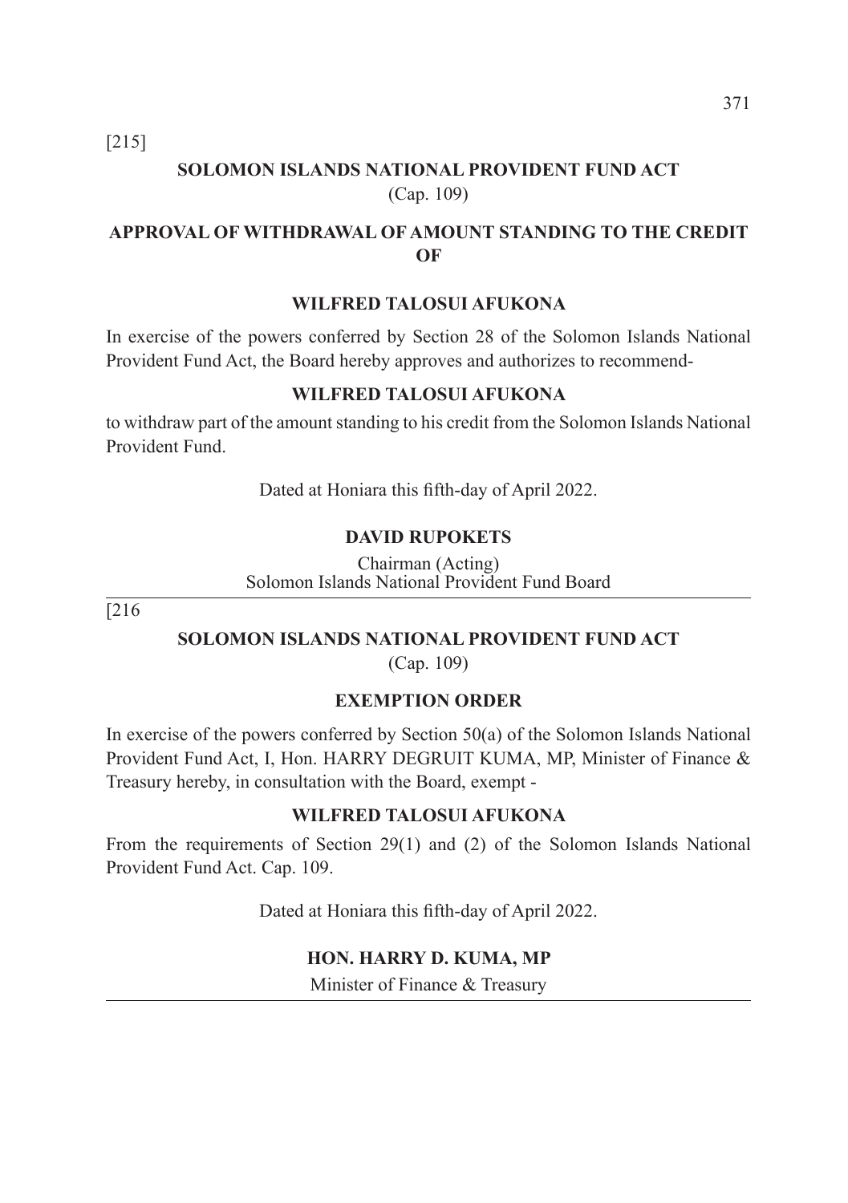[215]

## SOLOMON ISLANDS NATIONAL PROVIDENT FUND ACT

(Cap. 109)

## APPROVAL OF WITHDRAWAL OF AMOUNT STANDING TO THE CREDIT OF

### WILFRED TALOSUI AFUKONA

In exercise of the powers conferred by Section 28 of the Solomon Islands National Provident Fund Act, the Board hereby approves and authorizes to recommend-

**WILFRED TALOSUI AFUKONA**

to withdraw part of the amount standing to his credit from the Solomon Islands National Provident Fund.

Dated at Honiara this fifth-day of April 2022.

**DAVID RUPOKETS**

Chairman (Acting)
Solomon Islands National Provident Fund Board

---

[216

## SOLOMON ISLANDS NATIONAL PROVIDENT FUND ACT

(Cap. 109)

## EXEMPTION ORDER

In exercise of the powers conferred by Section 50(a) of the Solomon Islands National Provident Fund Act, I, Hon. HARRY DEGRUIT KUMA, MP, Minister of Finance & Treasury hereby, in consultation with the Board, exempt -

**WILFRED TALOSUI AFUKONA**

From the requirements of Section 29(1) and (2) of the Solomon Islands National Provident Fund Act. Cap. 109.

Dated at Honiara this fifth-day of April 2022.

**HON. HARRY D. KUMA, MP**

Minister of Finance & Treasury

---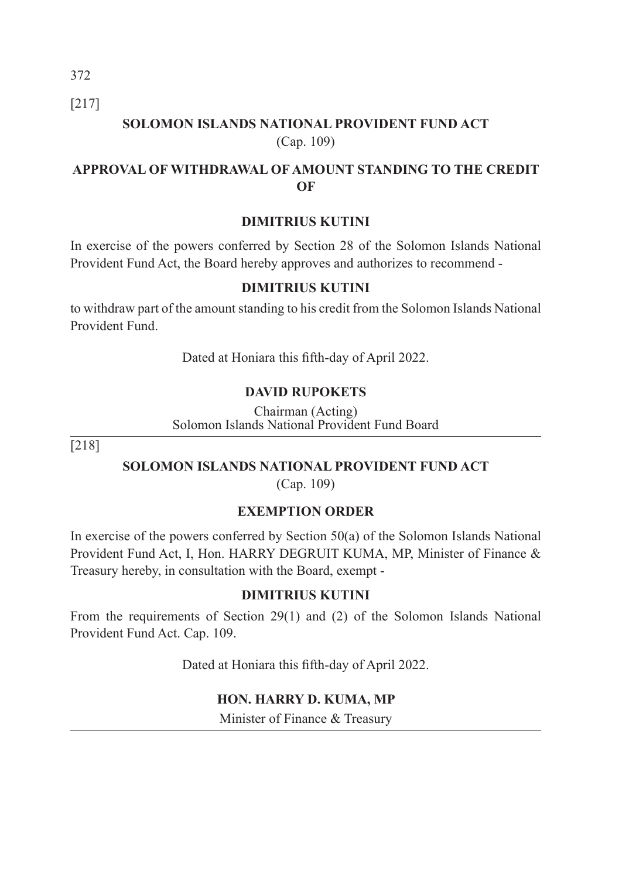[217]

## SOLOMON ISLANDS NATIONAL PROVIDENT FUND ACT

(Cap. 109)

### APPROVAL OF WITHDRAWAL OF AMOUNT STANDING TO THE CREDIT OF

**DIMITRIUS KUTINI**

In exercise of the powers conferred by Section 28 of the Solomon Islands National Provident Fund Act, the Board hereby approves and authorizes to recommend -

**DIMITRIUS KUTINI**

to withdraw part of the amount standing to his credit from the Solomon Islands National Provident Fund.

Dated at Honiara this fifth-day of April 2022.

**DAVID RUPOKETS**

Chairman (Acting)
Solomon Islands National Provident Fund Board

---

[218]

## SOLOMON ISLANDS NATIONAL PROVIDENT FUND ACT

(Cap. 109)

### EXEMPTION ORDER

In exercise of the powers conferred by Section 50(a) of the Solomon Islands National Provident Fund Act, I, Hon. HARRY DEGRUIT KUMA, MP, Minister of Finance & Treasury hereby, in consultation with the Board, exempt -

**DIMITRIUS KUTINI**

From the requirements of Section 29(1) and (2) of the Solomon Islands National Provident Fund Act. Cap. 109.

Dated at Honiara this fifth-day of April 2022.

**HON. HARRY D. KUMA, MP**

Minister of Finance & Treasury

---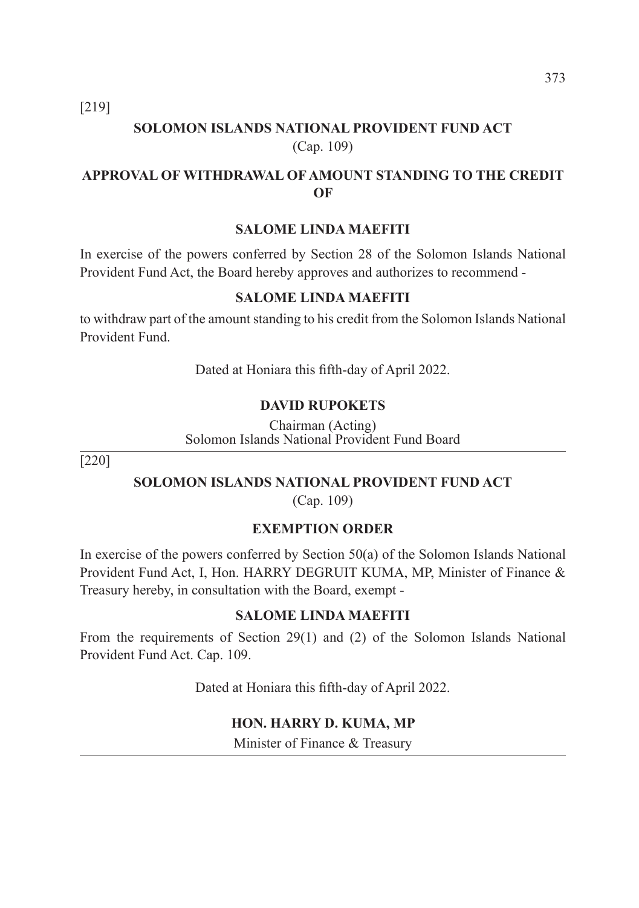[219]

## SOLOMON ISLANDS NATIONAL PROVIDENT FUND ACT

(Cap. 109)

### APPROVAL OF WITHDRAWAL OF AMOUNT STANDING TO THE CREDIT OF

**SALOME LINDA MAEFITI**

In exercise of the powers conferred by Section 28 of the Solomon Islands National Provident Fund Act, the Board hereby approves and authorizes to recommend -

**SALOME LINDA MAEFITI**

to withdraw part of the amount standing to his credit from the Solomon Islands National Provident Fund.

Dated at Honiara this fifth-day of April 2022.

**DAVID RUPOKETS**

Chairman (Acting)
Solomon Islands National Provident Fund Board

---

[220]

## SOLOMON ISLANDS NATIONAL PROVIDENT FUND ACT

(Cap. 109)

### EXEMPTION ORDER

In exercise of the powers conferred by Section 50(a) of the Solomon Islands National Provident Fund Act, I, Hon. HARRY DEGRUIT KUMA, MP, Minister of Finance & Treasury hereby, in consultation with the Board, exempt -

**SALOME LINDA MAEFITI**

From the requirements of Section 29(1) and (2) of the Solomon Islands National Provident Fund Act. Cap. 109.

Dated at Honiara this fifth-day of April 2022.

**HON. HARRY D. KUMA, MP**

Minister of Finance & Treasury

---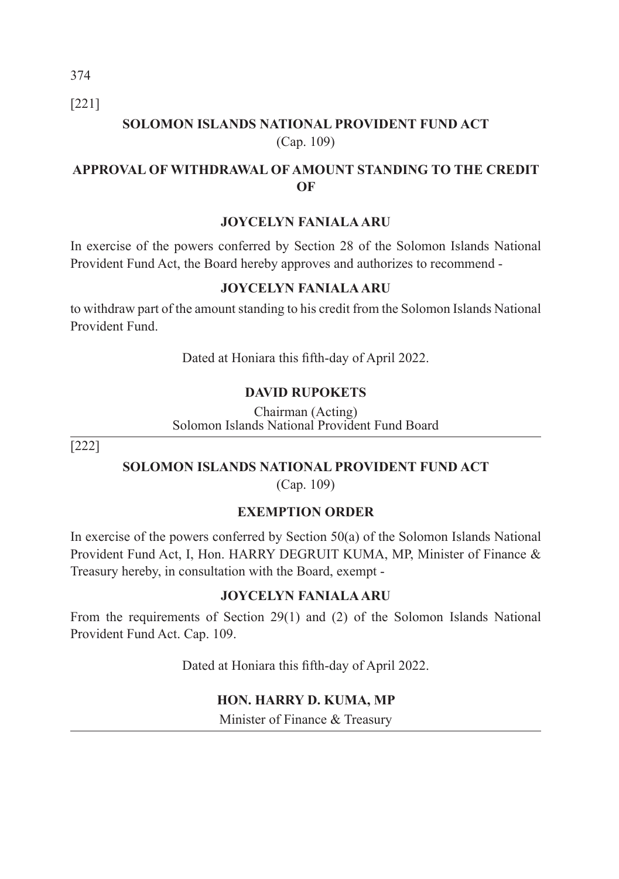[221]

## SOLOMON ISLANDS NATIONAL PROVIDENT FUND ACT

(Cap. 109)

### APPROVAL OF WITHDRAWAL OF AMOUNT STANDING TO THE CREDIT OF

**JOYCELYN FANIALA ARU**

In exercise of the powers conferred by Section 28 of the Solomon Islands National Provident Fund Act, the Board hereby approves and authorizes to recommend -

**JOYCELYN FANIALA ARU**

to withdraw part of the amount standing to his credit from the Solomon Islands National Provident Fund.

Dated at Honiara this fifth-day of April 2022.

**DAVID RUPOKETS**

Chairman (Acting)
Solomon Islands National Provident Fund Board

---

[222]

## SOLOMON ISLANDS NATIONAL PROVIDENT FUND ACT

(Cap. 109)

### EXEMPTION ORDER

In exercise of the powers conferred by Section 50(a) of the Solomon Islands National Provident Fund Act, I, Hon. HARRY DEGRUIT KUMA, MP, Minister of Finance & Treasury hereby, in consultation with the Board, exempt -

**JOYCELYN FANIALA ARU**

From the requirements of Section 29(1) and (2) of the Solomon Islands National Provident Fund Act. Cap. 109.

Dated at Honiara this fifth-day of April 2022.

**HON. HARRY D. KUMA, MP**

Minister of Finance & Treasury

---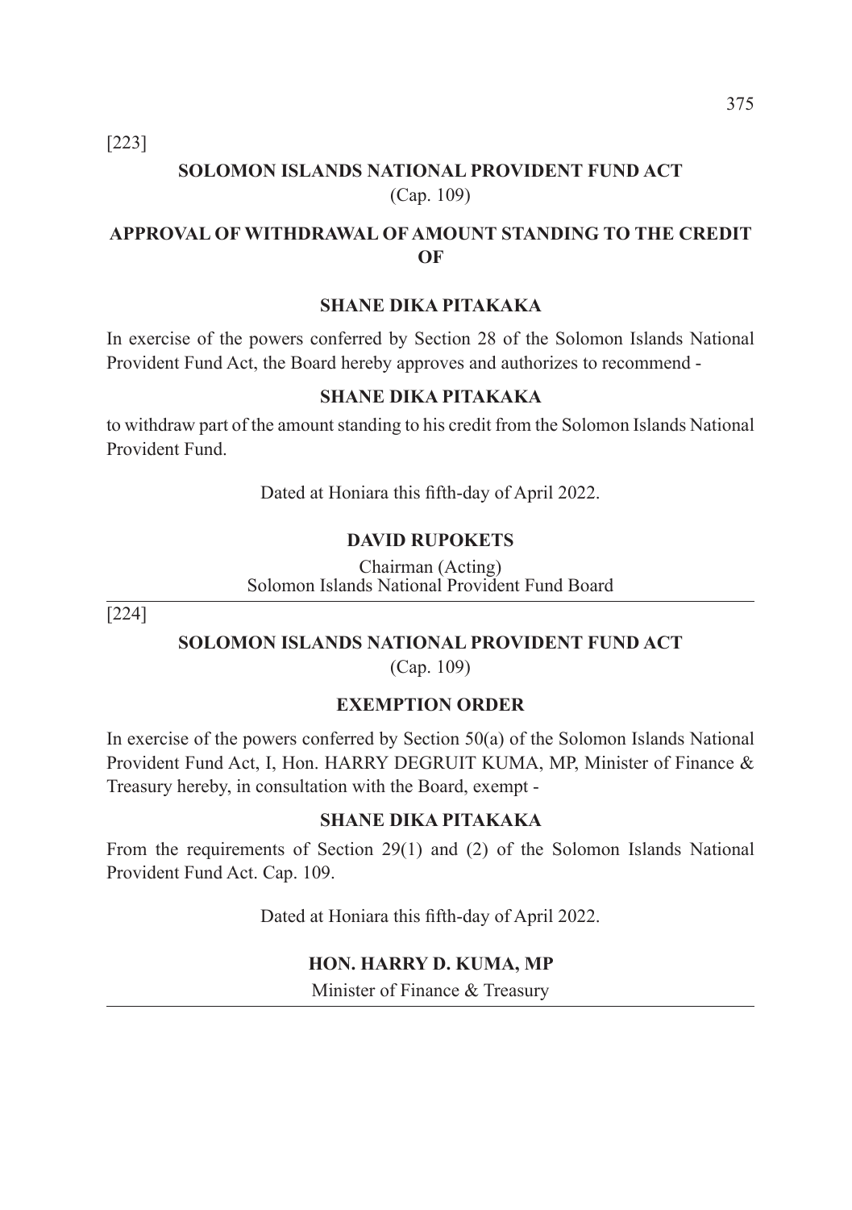[223]

## SOLOMON ISLANDS NATIONAL PROVIDENT FUND ACT

(Cap. 109)

### APPROVAL OF WITHDRAWAL OF AMOUNT STANDING TO THE CREDIT OF

**SHANE DIKA PITAKAKA**

In exercise of the powers conferred by Section 28 of the Solomon Islands National Provident Fund Act, the Board hereby approves and authorizes to recommend -

**SHANE DIKA PITAKAKA**

to withdraw part of the amount standing to his credit from the Solomon Islands National Provident Fund.

Dated at Honiara this fifth-day of April 2022.

**DAVID RUPOKETS**

Chairman (Acting)
Solomon Islands National Provident Fund Board

---

[224]

## SOLOMON ISLANDS NATIONAL PROVIDENT FUND ACT

(Cap. 109)

### EXEMPTION ORDER

In exercise of the powers conferred by Section 50(a) of the Solomon Islands National Provident Fund Act, I, Hon. HARRY DEGRUIT KUMA, MP, Minister of Finance & Treasury hereby, in consultation with the Board, exempt -

**SHANE DIKA PITAKAKA**

From the requirements of Section 29(1) and (2) of the Solomon Islands National Provident Fund Act. Cap. 109.

Dated at Honiara this fifth-day of April 2022.

**HON. HARRY D. KUMA, MP**

Minister of Finance & Treasury

---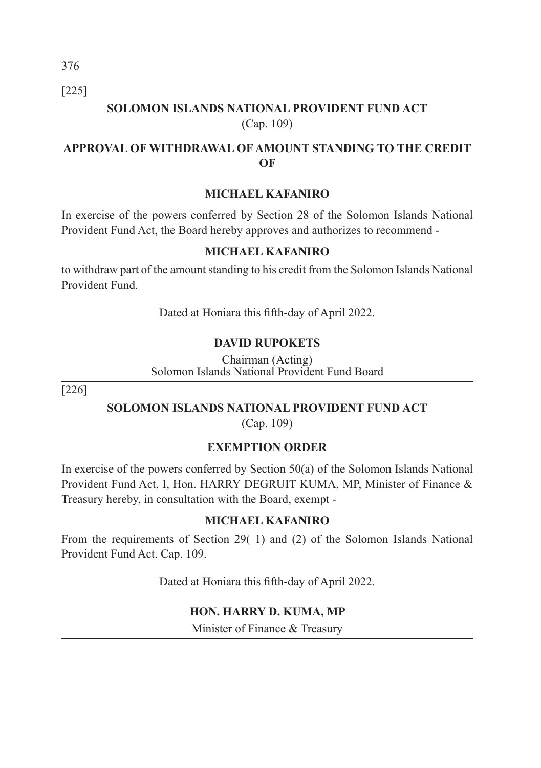[225]

**SOLOMON ISLANDS NATIONAL PROVIDENT FUND ACT**

(Cap. 109)

**APPROVAL OF WITHDRAWAL OF AMOUNT STANDING TO THE CREDIT OF**

**MICHAEL KAFANIRO**

In exercise of the powers conferred by Section 28 of the Solomon Islands National Provident Fund Act, the Board hereby approves and authorizes to recommend -

**MICHAEL KAFANIRO**

to withdraw part of the amount standing to his credit from the Solomon Islands National Provident Fund.

Dated at Honiara this fifth-day of April 2022.

**DAVID RUPOKETS**

Chairman (Acting)
Solomon Islands National Provident Fund Board

---

[226]

**SOLOMON ISLANDS NATIONAL PROVIDENT FUND ACT**

(Cap. 109)

**EXEMPTION ORDER**

In exercise of the powers conferred by Section 50(a) of the Solomon Islands National Provident Fund Act, I, Hon. HARRY DEGRUIT KUMA, MP, Minister of Finance & Treasury hereby, in consultation with the Board, exempt -

**MICHAEL KAFANIRO**

From the requirements of Section 29( 1) and (2) of the Solomon Islands National Provident Fund Act. Cap. 109.

Dated at Honiara this fifth-day of April 2022.

**HON. HARRY D. KUMA, MP**

Minister of Finance & Treasury

---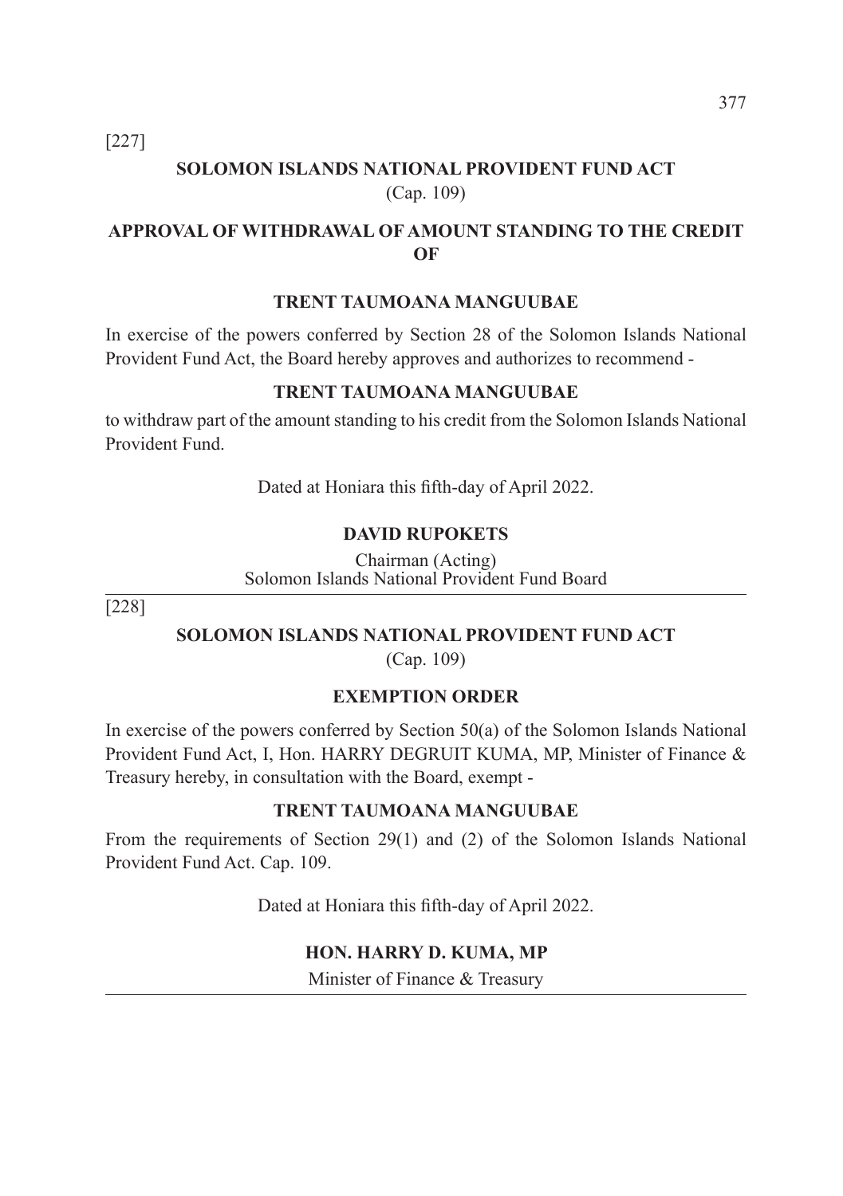[227]

## SOLOMON ISLANDS NATIONAL PROVIDENT FUND ACT

(Cap. 109)

### APPROVAL OF WITHDRAWAL OF AMOUNT STANDING TO THE CREDIT OF

**TRENT TAUMOANA MANGUUBAE**

In exercise of the powers conferred by Section 28 of the Solomon Islands National Provident Fund Act, the Board hereby approves and authorizes to recommend -

**TRENT TAUMOANA MANGUUBAE**

to withdraw part of the amount standing to his credit from the Solomon Islands National Provident Fund.

Dated at Honiara this fifth-day of April 2022.

**DAVID RUPOKETS**

Chairman (Acting)
Solomon Islands National Provident Fund Board

---

[228]

## SOLOMON ISLANDS NATIONAL PROVIDENT FUND ACT

(Cap. 109)

### EXEMPTION ORDER

In exercise of the powers conferred by Section 50(a) of the Solomon Islands National Provident Fund Act, I, Hon. HARRY DEGRUIT KUMA, MP, Minister of Finance & Treasury hereby, in consultation with the Board, exempt -

**TRENT TAUMOANA MANGUUBAE**

From the requirements of Section 29(1) and (2) of the Solomon Islands National Provident Fund Act. Cap. 109.

Dated at Honiara this fifth-day of April 2022.

**HON. HARRY D. KUMA, MP**

Minister of Finance & Treasury

---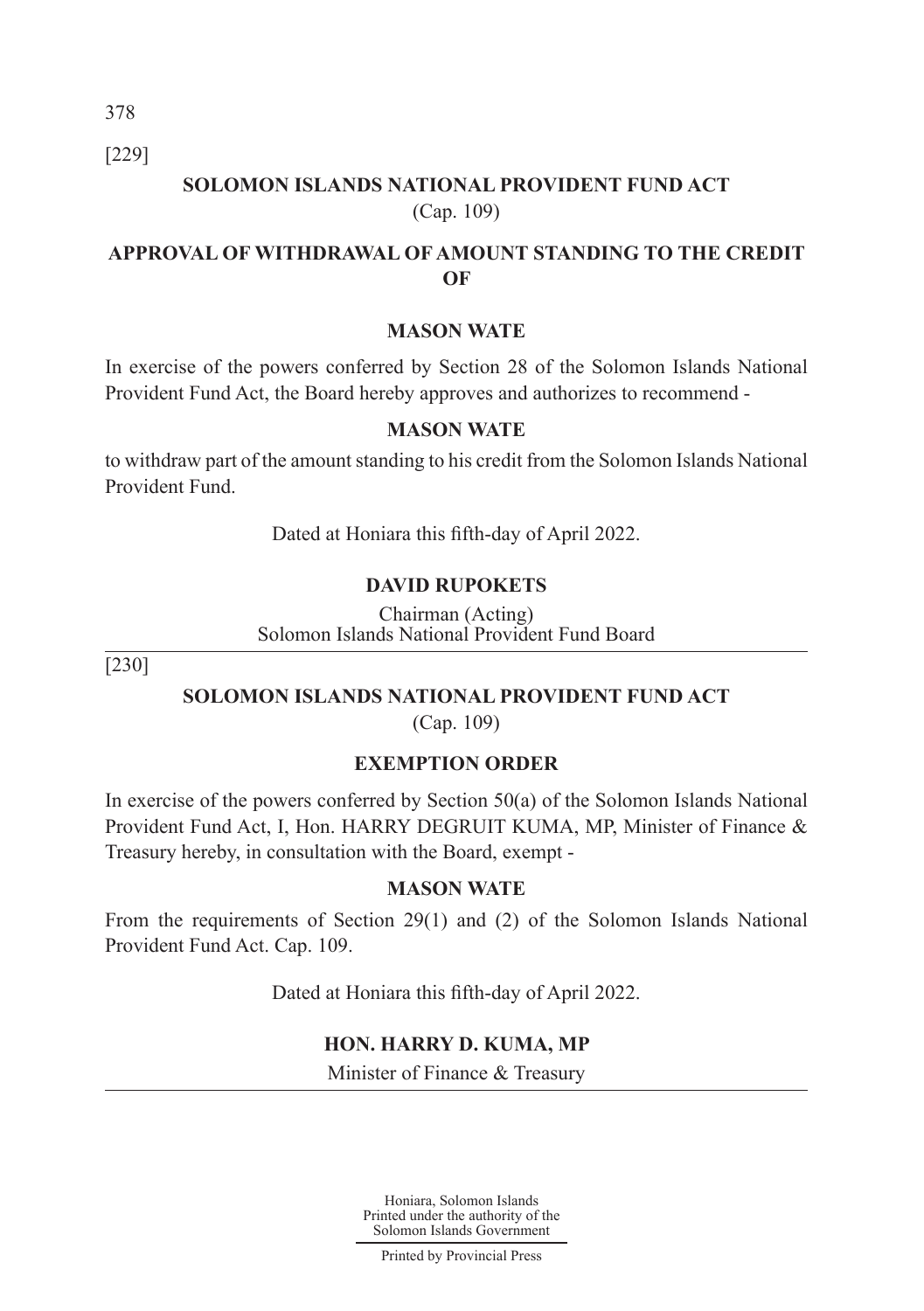[229]

**SOLOMON ISLANDS NATIONAL PROVIDENT FUND ACT**
(Cap. 109)

**APPROVAL OF WITHDRAWAL OF AMOUNT STANDING TO THE CREDIT OF**

**MASON WATE**

In exercise of the powers conferred by Section 28 of the Solomon Islands National Provident Fund Act, the Board hereby approves and authorizes to recommend -

**MASON WATE**

to withdraw part of the amount standing to his credit from the Solomon Islands National Provident Fund.

Dated at Honiara this fifth-day of April 2022.

**DAVID RUPOKETS**
Chairman (Acting)
Solomon Islands National Provident Fund Board

---

[230]

**SOLOMON ISLANDS NATIONAL PROVIDENT FUND ACT**
(Cap. 109)

**EXEMPTION ORDER**

In exercise of the powers conferred by Section 50(a) of the Solomon Islands National Provident Fund Act, I, Hon. HARRY DEGRUIT KUMA, MP, Minister of Finance & Treasury hereby, in consultation with the Board, exempt -

**MASON WATE**

From the requirements of Section 29(1) and (2) of the Solomon Islands National Provident Fund Act. Cap. 109.

Dated at Honiara this fifth-day of April 2022.

**HON. HARRY D. KUMA, MP**
Minister of Finance & Treasury

---

Honiara, Solomon Islands
Printed under the authority of the
Solomon Islands Government

Printed by Provincial Press